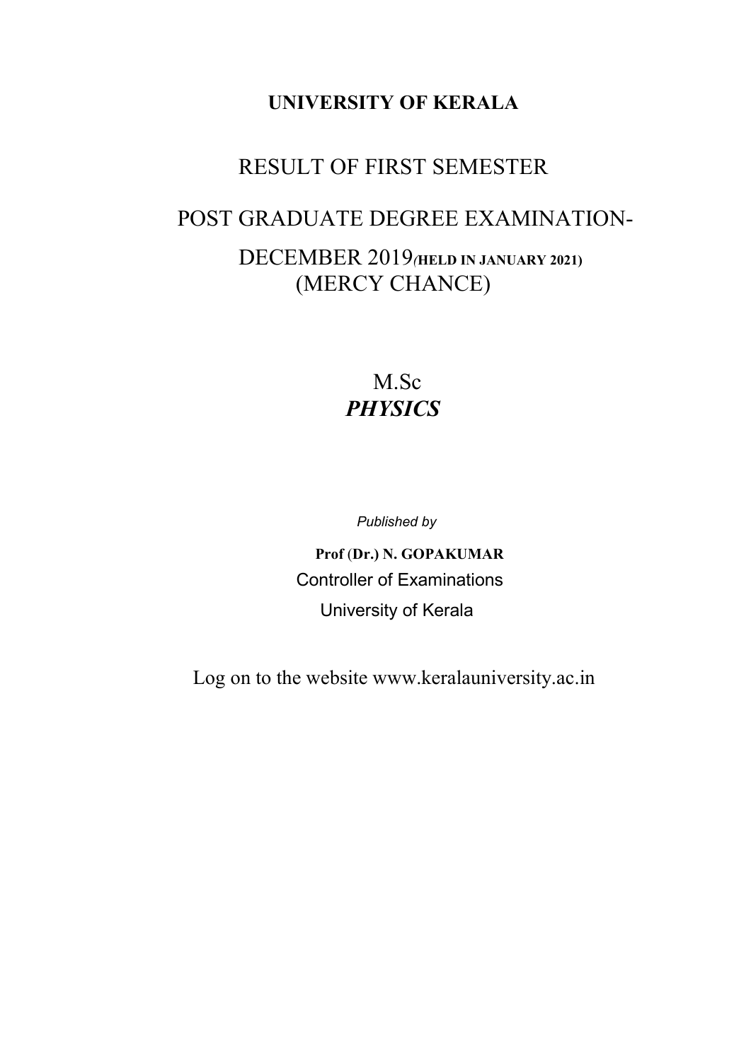**UNIVERSITY OF KERALA**

# RESULT OF FIRST SEMESTER

# POST GRADUATE DEGREE EXAMINATION-

# DECEMBER 2019 (HELD IN JANUARY 2021)

# (MERCY CHANCE)

## M.Sc

## ***PHYSICS***

*Published by*

**Prof (Dr.) N. GOPAKUMAR**

Controller of Examinations

University of Kerala

Log on to the website www.keralauniversity.ac.in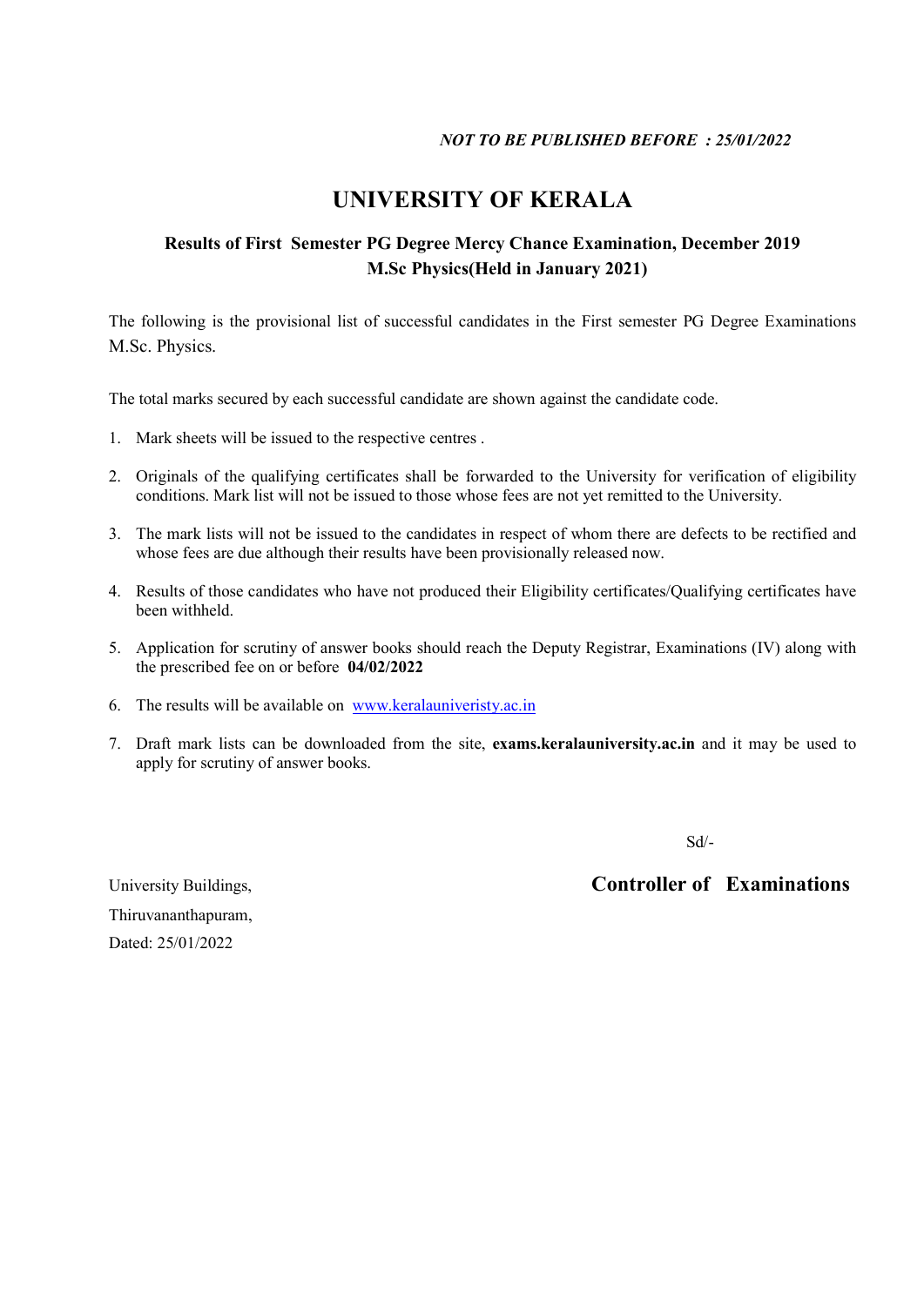*NOT TO BE PUBLISHED BEFORE : 25/01/2022*

# UNIVERSITY OF KERALA

## Results of First Semester PG Degree Mercy Chance Examination, December 2019 M.Sc Physics(Held in January 2021)

The following is the provisional list of successful candidates in the First semester PG Degree Examinations M.Sc. Physics.

The total marks secured by each successful candidate are shown against the candidate code.

1. Mark sheets will be issued to the respective centres .
2. Originals of the qualifying certificates shall be forwarded to the University for verification of eligibility conditions. Mark list will not be issued to those whose fees are not yet remitted to the University.
3. The mark lists will not be issued to the candidates in respect of whom there are defects to be rectified and whose fees are due although their results have been provisionally released now.
4. Results of those candidates who have not produced their Eligibility certificates/Qualifying certificates have been withheld.
5. Application for scrutiny of answer books should reach the Deputy Registrar, Examinations (IV) along with the prescribed fee on or before **04/02/2022**
6. The results will be available on www.keralauniveristy.ac.in
7. Draft mark lists can be downloaded from the site, **exams.keralauniversity.ac.in** and it may be used to apply for scrutiny of answer books.

Sd/-

**Controller of Examinations**

University Buildings,
Thiruvananthapuram,
Dated: 25/01/2022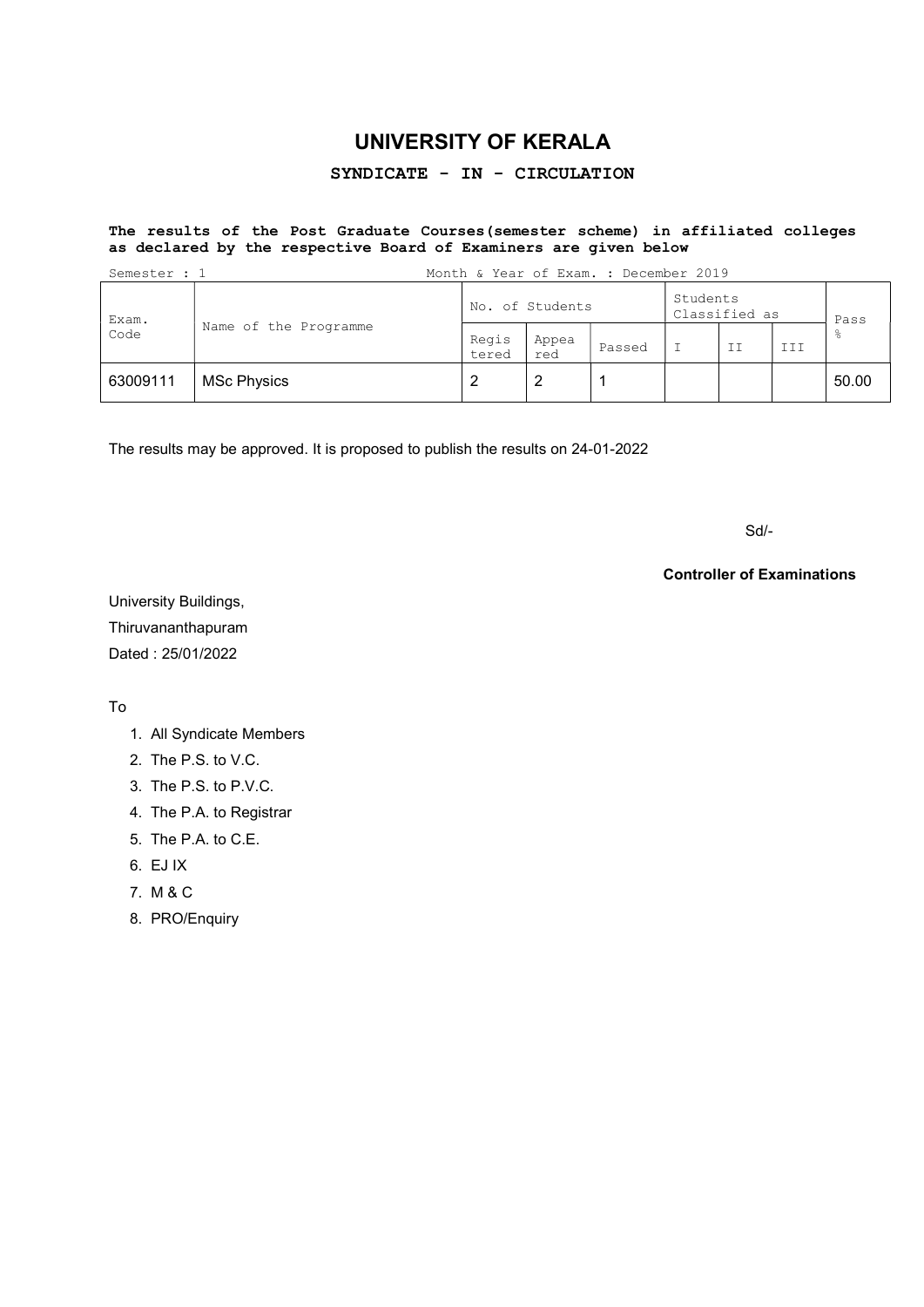# UNIVERSITY OF KERALA

## SYNDICATE - IN - CIRCULATION

**The results of the Post Graduate Courses(semester scheme) in affiliated colleges as declared by the respective Board of Examiners are given below**

Semester : 1 Month & Year of Exam. : December 2019

| Exam. Code | Name of the Programme | No. of Students | | | Students Classified as | | | Pass % |
|---|---|---|---|---|---|---|---|---|
| | | Registered | Appeared | Passed | I | II | III | |
| 63009111 | MSc Physics | 2 | 2 | 1 | | | | 50.00 |

The results may be approved. It is proposed to publish the results on 24-01-2022

Sd/-

**Controller of Examinations**

University Buildings,
Thiruvananthapuram
Dated : 25/01/2022

To

1. All Syndicate Members
2. The P.S. to V.C.
3. The P.S. to P.V.C.
4. The P.A. to Registrar
5. The P.A. to C.E.
6. EJ IX
7. M & C
8. PRO/Enquiry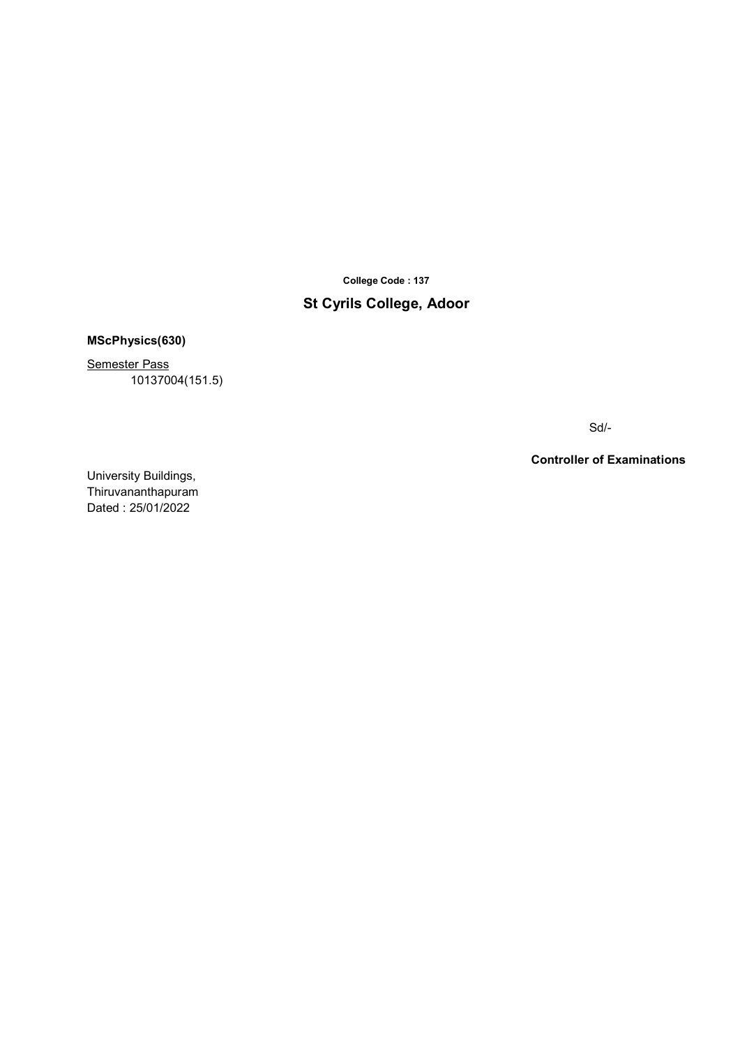**College Code : 137**

## St Cyrils College, Adoor

**MScPhysics(630)**

Semester Pass

10137004(151.5)

Sd/-

**Controller of Examinations**

University Buildings,
Thiruvananthapuram
Dated : 25/01/2022